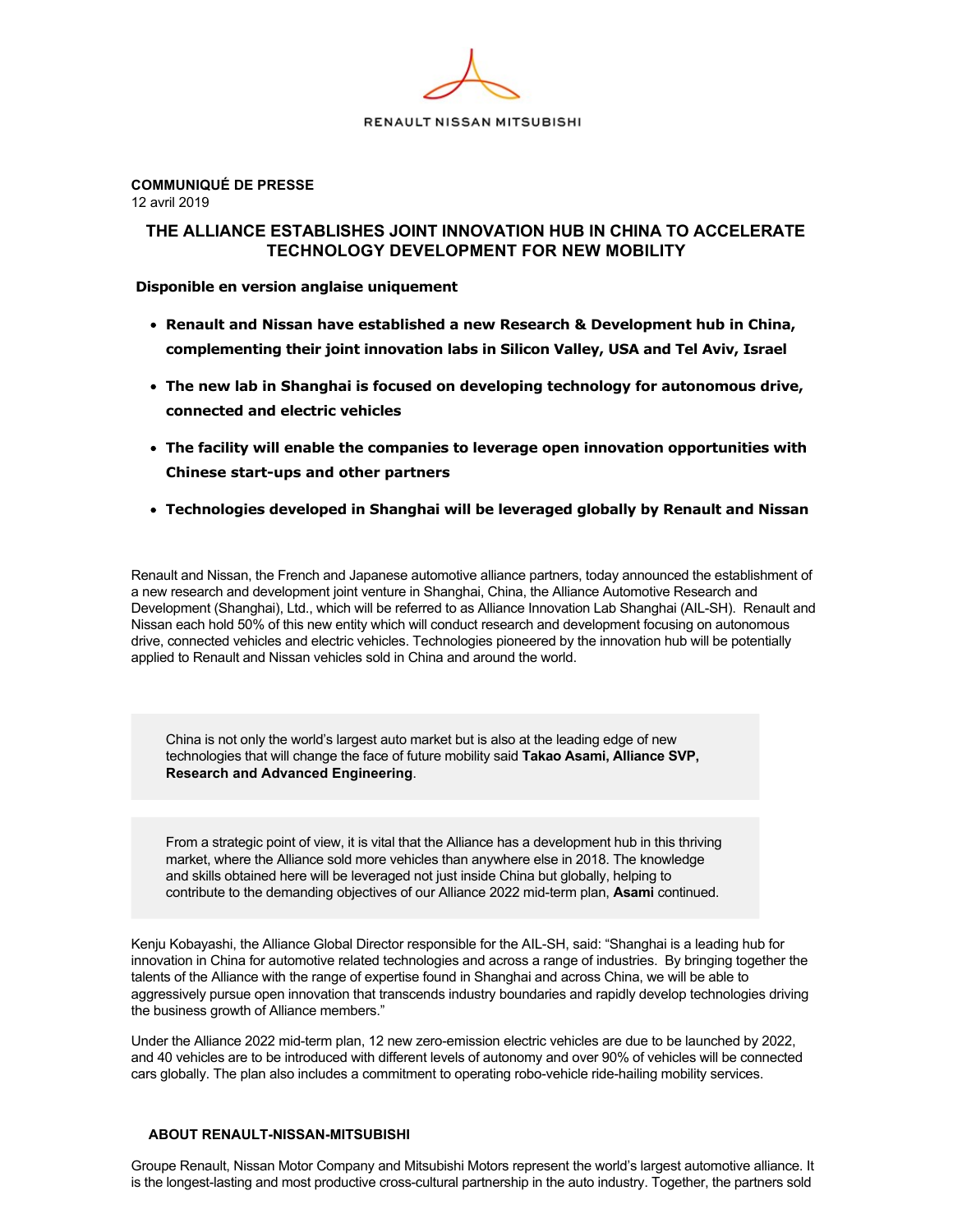RENAULT NISSAN MITSUBISHI

**COMMUNIQUÉ DE PRESSE**
12 avril 2019

# THE ALLIANCE ESTABLISHES JOINT INNOVATION HUB IN CHINA TO ACCELERATE TECHNOLOGY DEVELOPMENT FOR NEW MOBILITY

**Disponible en version anglaise uniquement**

- **Renault and Nissan have established a new Research & Development hub in China, complementing their joint innovation labs in Silicon Valley, USA and Tel Aviv, Israel**
- **The new lab in Shanghai is focused on developing technology for autonomous drive, connected and electric vehicles**
- **The facility will enable the companies to leverage open innovation opportunities with Chinese start-ups and other partners**
- **Technologies developed in Shanghai will be leveraged globally by Renault and Nissan**

Renault and Nissan, the French and Japanese automotive alliance partners, today announced the establishment of a new research and development joint venture in Shanghai, China, the Alliance Automotive Research and Development (Shanghai), Ltd., which will be referred to as Alliance Innovation Lab Shanghai (AIL-SH). Renault and Nissan each hold 50% of this new entity which will conduct research and development focusing on autonomous drive, connected vehicles and electric vehicles. Technologies pioneered by the innovation hub will be potentially applied to Renault and Nissan vehicles sold in China and around the world.

> China is not only the world's largest auto market but is also at the leading edge of new technologies that will change the face of future mobility said **Takao Asami, Alliance SVP, Research and Advanced Engineering**.

> From a strategic point of view, it is vital that the Alliance has a development hub in this thriving market, where the Alliance sold more vehicles than anywhere else in 2018. The knowledge and skills obtained here will be leveraged not just inside China but globally, helping to contribute to the demanding objectives of our Alliance 2022 mid-term plan, **Asami** continued.

Kenju Kobayashi, the Alliance Global Director responsible for the AIL-SH, said: "Shanghai is a leading hub for innovation in China for automotive related technologies and across a range of industries. By bringing together the talents of the Alliance with the range of expertise found in Shanghai and across China, we will be able to aggressively pursue open innovation that transcends industry boundaries and rapidly develop technologies driving the business growth of Alliance members."

Under the Alliance 2022 mid-term plan, 12 new zero-emission electric vehicles are due to be launched by 2022, and 40 vehicles are to be introduced with different levels of autonomy and over 90% of vehicles will be connected cars globally. The plan also includes a commitment to operating robo-vehicle ride-hailing mobility services.

## ABOUT RENAULT-NISSAN-MITSUBISHI

Groupe Renault, Nissan Motor Company and Mitsubishi Motors represent the world's largest automotive alliance. It is the longest-lasting and most productive cross-cultural partnership in the auto industry. Together, the partners sold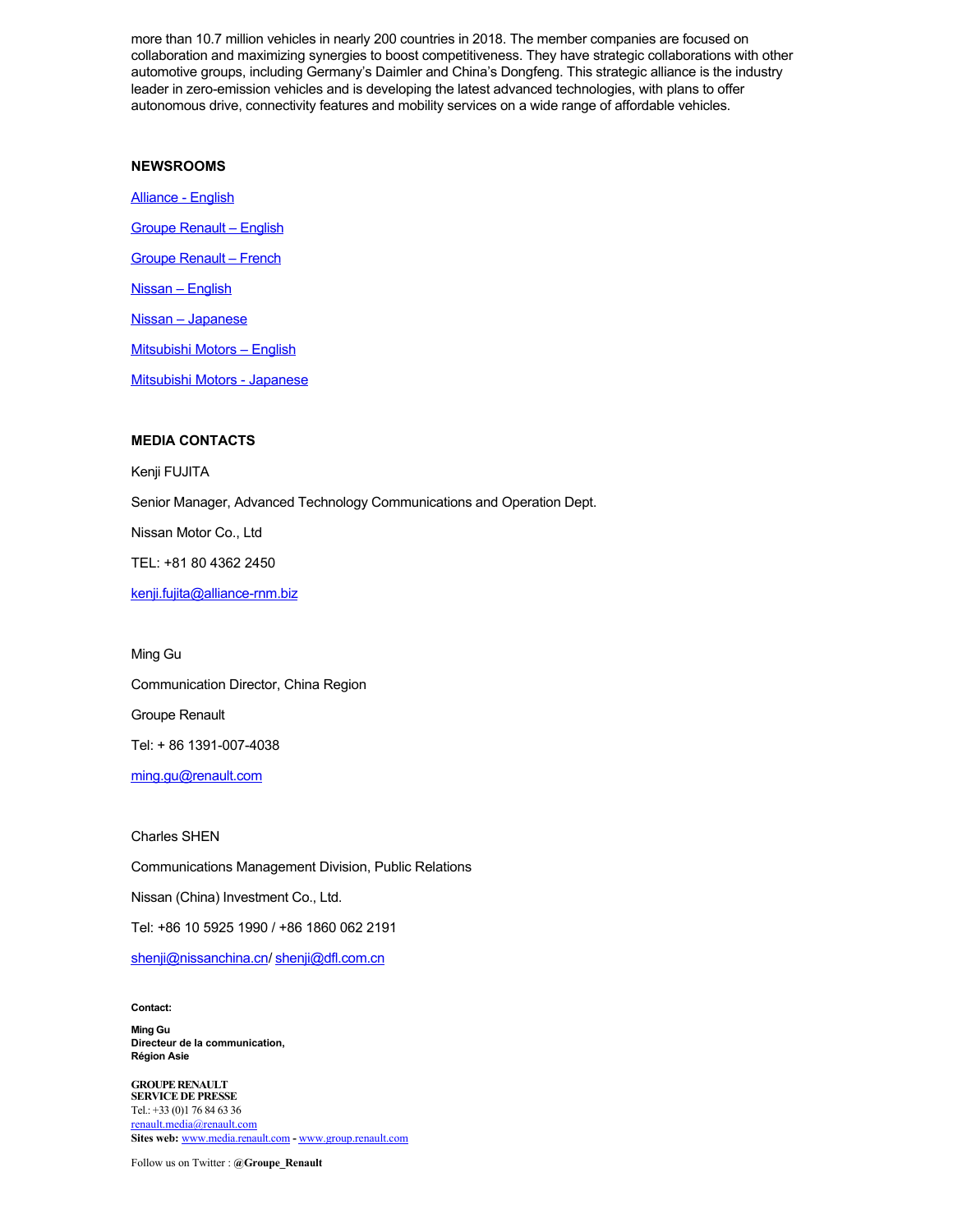more than 10.7 million vehicles in nearly 200 countries in 2018. The member companies are focused on collaboration and maximizing synergies to boost competitiveness. They have strategic collaborations with other automotive groups, including Germany's Daimler and China's Dongfeng. This strategic alliance is the industry leader in zero-emission vehicles and is developing the latest advanced technologies, with plans to offer autonomous drive, connectivity features and mobility services on a wide range of affordable vehicles.

**NEWSROOMS**

Alliance - English

Groupe Renault – English

Groupe Renault – French

Nissan – English

Nissan – Japanese

Mitsubishi Motors – English

Mitsubishi Motors - Japanese

**MEDIA CONTACTS**

Kenji FUJITA

Senior Manager, Advanced Technology Communications and Operation Dept.

Nissan Motor Co., Ltd

TEL: +81 80 4362 2450

kenji.fujita@alliance-rnm.biz

Ming Gu

Communication Director, China Region

Groupe Renault

Tel: + 86 1391-007-4038

ming.gu@renault.com

Charles SHEN

Communications Management Division, Public Relations

Nissan (China) Investment Co., Ltd.

Tel: +86 10 5925 1990 / +86 1860 062 2191

shenji@nissanchina.cn/ shenji@dfl.com.cn

**Contact:**

**Ming Gu**
**Directeur de la communication,**
**Région Asie**

**GROUPE RENAULT**
**SERVICE DE PRESSE**
Tel.: +33 (0)1 76 84 63 36
renault.media@renault.com
**Sites web:** www.media.renault.com - www.group.renault.com

Follow us on Twitter : **@Groupe_Renault**